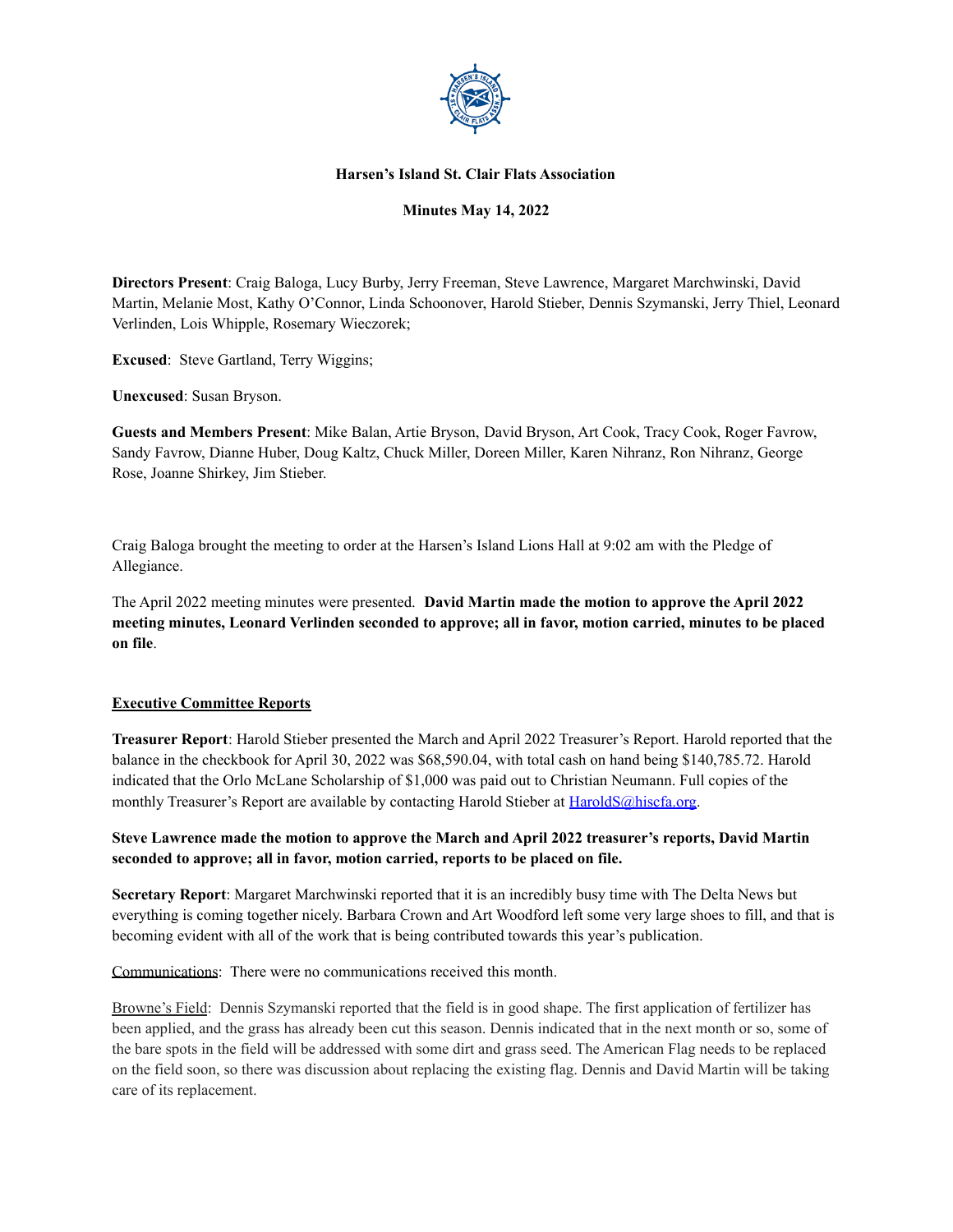**Harsen's Island St. Clair Flats Association**

**Minutes May 14, 2022**

**Directors Present**: Craig Baloga, Lucy Burby, Jerry Freeman, Steve Lawrence, Margaret Marchwinski, David Martin, Melanie Most, Kathy O'Connor, Linda Schoonover, Harold Stieber, Dennis Szymanski, Jerry Thiel, Leonard Verlinden, Lois Whipple, Rosemary Wieczorek;

**Excused**: Steve Gartland, Terry Wiggins;

**Unexcused**: Susan Bryson.

**Guests and Members Present**: Mike Balan, Artie Bryson, David Bryson, Art Cook, Tracy Cook, Roger Favrow, Sandy Favrow, Dianne Huber, Doug Kaltz, Chuck Miller, Doreen Miller, Karen Nihranz, Ron Nihranz, George Rose, Joanne Shirkey, Jim Stieber.

Craig Baloga brought the meeting to order at the Harsen's Island Lions Hall at 9:02 am with the Pledge of Allegiance.

The April 2022 meeting minutes were presented. **David Martin made the motion to approve the April 2022 meeting minutes, Leonard Verlinden seconded to approve; all in favor, motion carried, minutes to be placed on file**.

## Executive Committee Reports

**Treasurer Report**: Harold Stieber presented the March and April 2022 Treasurer's Report. Harold reported that the balance in the checkbook for April 30, 2022 was $68,590.04, with total cash on hand being $140,785.72. Harold indicated that the Orlo McLane Scholarship of $1,000 was paid out to Christian Neumann. Full copies of the monthly Treasurer's Report are available by contacting Harold Stieber at HaroldS@hiscfa.org.

**Steve Lawrence made the motion to approve the March and April 2022 treasurer's reports, David Martin seconded to approve; all in favor, motion carried, reports to be placed on file.**

**Secretary Report**: Margaret Marchwinski reported that it is an incredibly busy time with The Delta News but everything is coming together nicely. Barbara Crown and Art Woodford left some very large shoes to fill, and that is becoming evident with all of the work that is being contributed towards this year's publication.

Communications: There were no communications received this month.

Browne's Field: Dennis Szymanski reported that the field is in good shape. The first application of fertilizer has been applied, and the grass has already been cut this season. Dennis indicated that in the next month or so, some of the bare spots in the field will be addressed with some dirt and grass seed. The American Flag needs to be replaced on the field soon, so there was discussion about replacing the existing flag. Dennis and David Martin will be taking care of its replacement.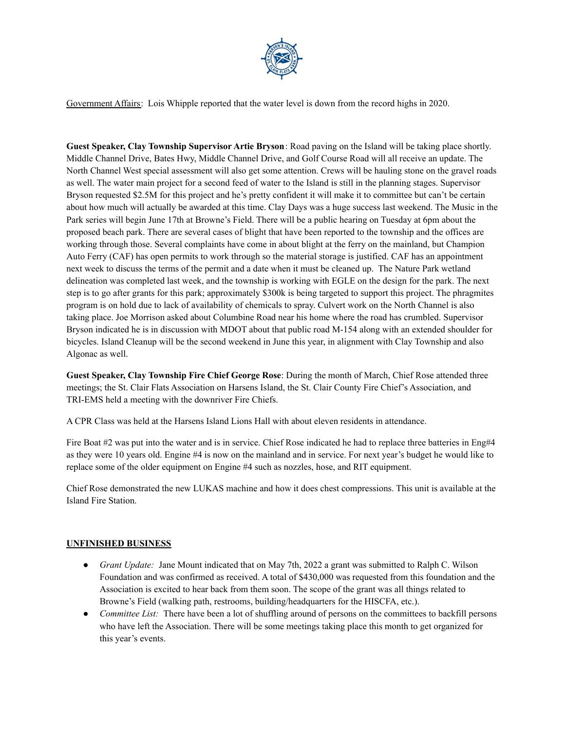Government Affairs: Lois Whipple reported that the water level is down from the record highs in 2020.

**Guest Speaker, Clay Township Supervisor Artie Bryson**: Road paving on the Island will be taking place shortly. Middle Channel Drive, Bates Hwy, Middle Channel Drive, and Golf Course Road will all receive an update. The North Channel West special assessment will also get some attention. Crews will be hauling stone on the gravel roads as well. The water main project for a second feed of water to the Island is still in the planning stages. Supervisor Bryson requested $2.5M for this project and he's pretty confident it will make it to committee but can't be certain about how much will actually be awarded at this time. Clay Days was a huge success last weekend. The Music in the Park series will begin June 17th at Browne's Field. There will be a public hearing on Tuesday at 6pm about the proposed beach park. There are several cases of blight that have been reported to the township and the offices are working through those. Several complaints have come in about blight at the ferry on the mainland, but Champion Auto Ferry (CAF) has open permits to work through so the material storage is justified. CAF has an appointment next week to discuss the terms of the permit and a date when it must be cleaned up. The Nature Park wetland delineation was completed last week, and the township is working with EGLE on the design for the park. The next step is to go after grants for this park; approximately $300k is being targeted to support this project. The phragmites program is on hold due to lack of availability of chemicals to spray. Culvert work on the North Channel is also taking place. Joe Morrison asked about Columbine Road near his home where the road has crumbled. Supervisor Bryson indicated he is in discussion with MDOT about that public road M-154 along with an extended shoulder for bicycles. Island Cleanup will be the second weekend in June this year, in alignment with Clay Township and also Algonac as well.

**Guest Speaker, Clay Township Fire Chief George Rose**: During the month of March, Chief Rose attended three meetings; the St. Clair Flats Association on Harsens Island, the St. Clair County Fire Chief's Association, and TRI-EMS held a meeting with the downriver Fire Chiefs.

A CPR Class was held at the Harsens Island Lions Hall with about eleven residents in attendance.

Fire Boat #2 was put into the water and is in service. Chief Rose indicated he had to replace three batteries in Eng#4 as they were 10 years old. Engine #4 is now on the mainland and in service. For next year's budget he would like to replace some of the older equipment on Engine #4 such as nozzles, hose, and RIT equipment.

Chief Rose demonstrated the new LUKAS machine and how it does chest compressions. This unit is available at the Island Fire Station.

**UNFINISHED BUSINESS**

- *Grant Update:* Jane Mount indicated that on May 7th, 2022 a grant was submitted to Ralph C. Wilson Foundation and was confirmed as received. A total of $430,000 was requested from this foundation and the Association is excited to hear back from them soon. The scope of the grant was all things related to Browne's Field (walking path, restrooms, building/headquarters for the HISCFA, etc.).
- *Committee List:* There have been a lot of shuffling around of persons on the committees to backfill persons who have left the Association. There will be some meetings taking place this month to get organized for this year's events.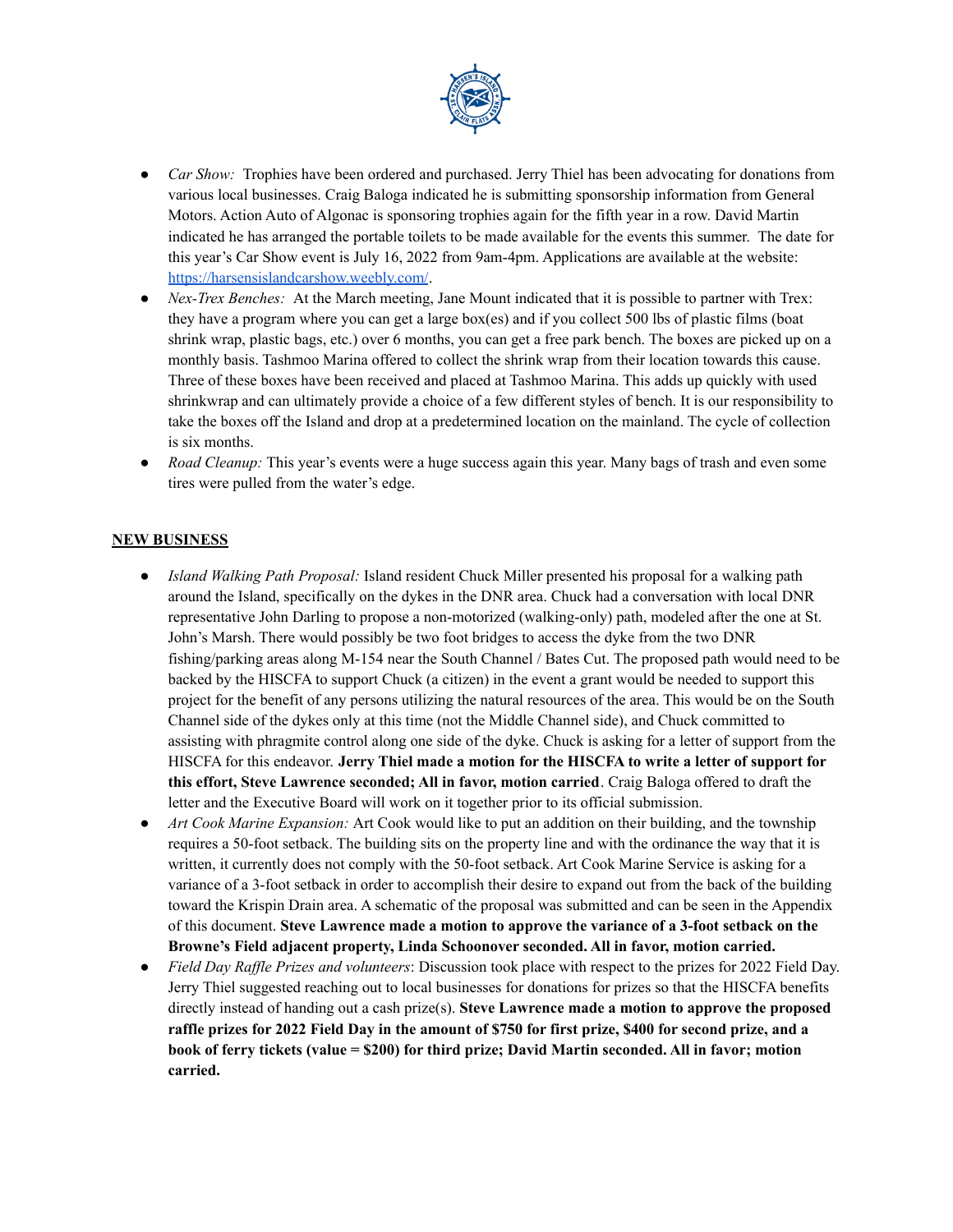- *Car Show:* Trophies have been ordered and purchased. Jerry Thiel has been advocating for donations from various local businesses. Craig Baloga indicated he is submitting sponsorship information from General Motors. Action Auto of Algonac is sponsoring trophies again for the fifth year in a row. David Martin indicated he has arranged the portable toilets to be made available for the events this summer. The date for this year's Car Show event is July 16, 2022 from 9am-4pm. Applications are available at the website: https://harsensislandcarshow.weebly.com/.
- *Nex-Trex Benches:* At the March meeting, Jane Mount indicated that it is possible to partner with Trex: they have a program where you can get a large box(es) and if you collect 500 lbs of plastic films (boat shrink wrap, plastic bags, etc.) over 6 months, you can get a free park bench. The boxes are picked up on a monthly basis. Tashmoo Marina offered to collect the shrink wrap from their location towards this cause. Three of these boxes have been received and placed at Tashmoo Marina. This adds up quickly with used shrinkwrap and can ultimately provide a choice of a few different styles of bench. It is our responsibility to take the boxes off the Island and drop at a predetermined location on the mainland. The cycle of collection is six months.
- *Road Cleanup:* This year's events were a huge success again this year. Many bags of trash and even some tires were pulled from the water's edge.

## NEW BUSINESS

- *Island Walking Path Proposal:* Island resident Chuck Miller presented his proposal for a walking path around the Island, specifically on the dykes in the DNR area. Chuck had a conversation with local DNR representative John Darling to propose a non-motorized (walking-only) path, modeled after the one at St. John's Marsh. There would possibly be two foot bridges to access the dyke from the two DNR fishing/parking areas along M-154 near the South Channel / Bates Cut. The proposed path would need to be backed by the HISCFA to support Chuck (a citizen) in the event a grant would be needed to support this project for the benefit of any persons utilizing the natural resources of the area. This would be on the South Channel side of the dykes only at this time (not the Middle Channel side), and Chuck committed to assisting with phragmite control along one side of the dyke. Chuck is asking for a letter of support from the HISCFA for this endeavor. **Jerry Thiel made a motion for the HISCFA to write a letter of support for this effort, Steve Lawrence seconded; All in favor, motion carried**. Craig Baloga offered to draft the letter and the Executive Board will work on it together prior to its official submission.
- *Art Cook Marine Expansion:* Art Cook would like to put an addition on their building, and the township requires a 50-foot setback. The building sits on the property line and with the ordinance the way that it is written, it currently does not comply with the 50-foot setback. Art Cook Marine Service is asking for a variance of a 3-foot setback in order to accomplish their desire to expand out from the back of the building toward the Krispin Drain area. A schematic of the proposal was submitted and can be seen in the Appendix of this document. **Steve Lawrence made a motion to approve the variance of a 3-foot setback on the Browne's Field adjacent property, Linda Schoonover seconded. All in favor, motion carried.**
- *Field Day Raffle Prizes and volunteers*: Discussion took place with respect to the prizes for 2022 Field Day. Jerry Thiel suggested reaching out to local businesses for donations for prizes so that the HISCFA benefits directly instead of handing out a cash prize(s). **Steve Lawrence made a motion to approve the proposed raffle prizes for 2022 Field Day in the amount of $750 for first prize, $400 for second prize, and a book of ferry tickets (value = $200) for third prize; David Martin seconded. All in favor; motion carried.**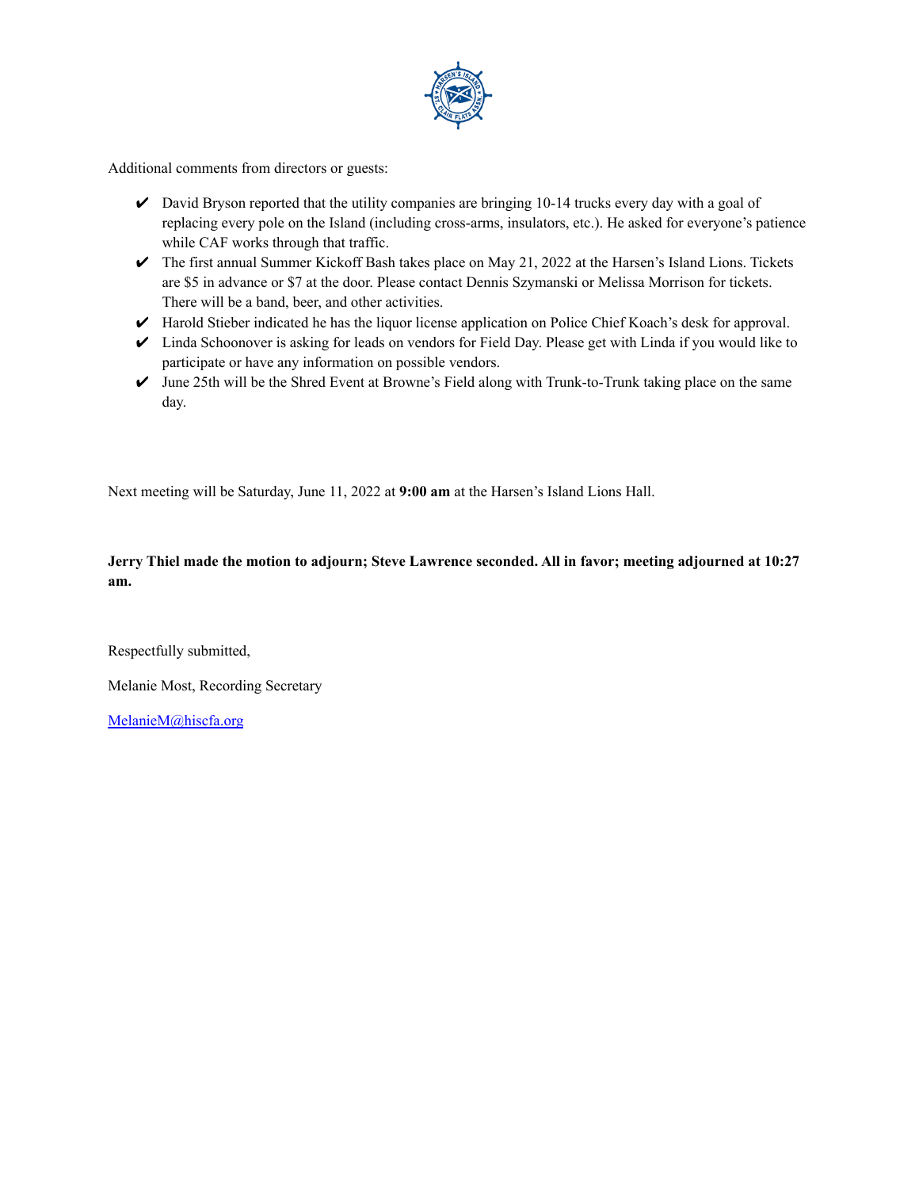Additional comments from directors or guests:

- ✔ David Bryson reported that the utility companies are bringing 10-14 trucks every day with a goal of replacing every pole on the Island (including cross-arms, insulators, etc.). He asked for everyone's patience while CAF works through that traffic.
- ✔ The first annual Summer Kickoff Bash takes place on May 21, 2022 at the Harsen's Island Lions. Tickets are $5 in advance or $7 at the door. Please contact Dennis Szymanski or Melissa Morrison for tickets. There will be a band, beer, and other activities.
- ✔ Harold Stieber indicated he has the liquor license application on Police Chief Koach's desk for approval.
- ✔ Linda Schoonover is asking for leads on vendors for Field Day. Please get with Linda if you would like to participate or have any information on possible vendors.
- ✔ June 25th will be the Shred Event at Browne's Field along with Trunk-to-Trunk taking place on the same day.

Next meeting will be Saturday, June 11, 2022 at **9:00 am** at the Harsen's Island Lions Hall.

**Jerry Thiel made the motion to adjourn; Steve Lawrence seconded. All in favor; meeting adjourned at 10:27 am.**

Respectfully submitted,

Melanie Most, Recording Secretary

[MelanieM@hiscfa.org](mailto:MelanieM@hiscfa.org)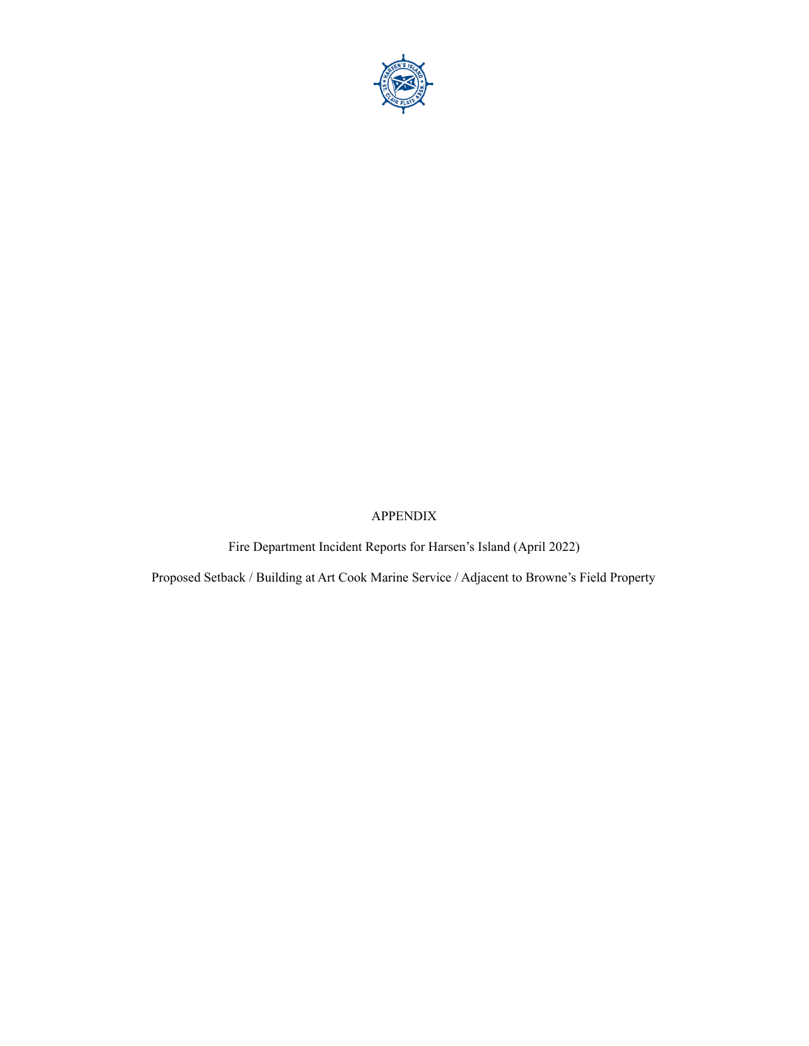# APPENDIX

Fire Department Incident Reports for Harsen's Island (April 2022)

Proposed Setback / Building at Art Cook Marine Service / Adjacent to Browne's Field Property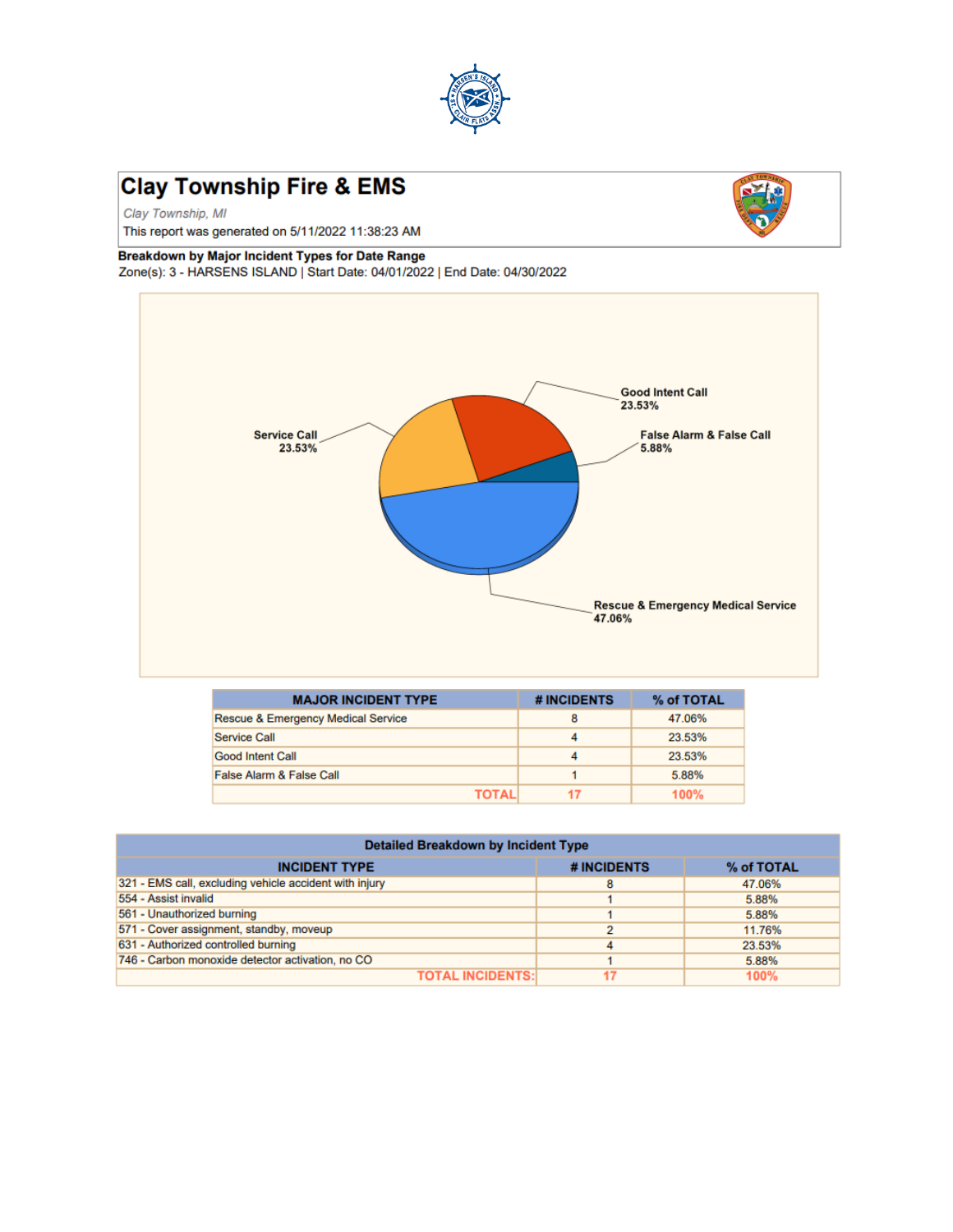# Clay Township Fire & EMS

*Clay Township, MI*

This report was generated on 5/11/2022 11:38:23 AM

**Breakdown by Major Incident Types for Date Range**

Zone(s): 3 - HARSENS ISLAND | Start Date: 04/01/2022 | End Date: 04/30/2022

Good Intent Call 23.53%

False Alarm & False Call 5.88%

Service Call 23.53%

Rescue & Emergency Medical Service 47.06%

| MAJOR INCIDENT TYPE | # INCIDENTS | % of TOTAL |
|---|---|---|
| Rescue & Emergency Medical Service | 8 | 47.06% |
| Service Call | 4 | 23.53% |
| Good Intent Call | 4 | 23.53% |
| False Alarm & False Call | 1 | 5.88% |
| TOTAL | 17 | 100% |

| Detailed Breakdown by Incident Type | | |
|---|---|---|
| INCIDENT TYPE | # INCIDENTS | % of TOTAL |
| 321 - EMS call, excluding vehicle accident with injury | 8 | 47.06% |
| 554 - Assist invalid | 1 | 5.88% |
| 561 - Unauthorized burning | 1 | 5.88% |
| 571 - Cover assignment, standby, moveup | 2 | 11.76% |
| 631 - Authorized controlled burning | 4 | 23.53% |
| 746 - Carbon monoxide detector activation, no CO | 1 | 5.88% |
| TOTAL INCIDENTS: | 17 | 100% |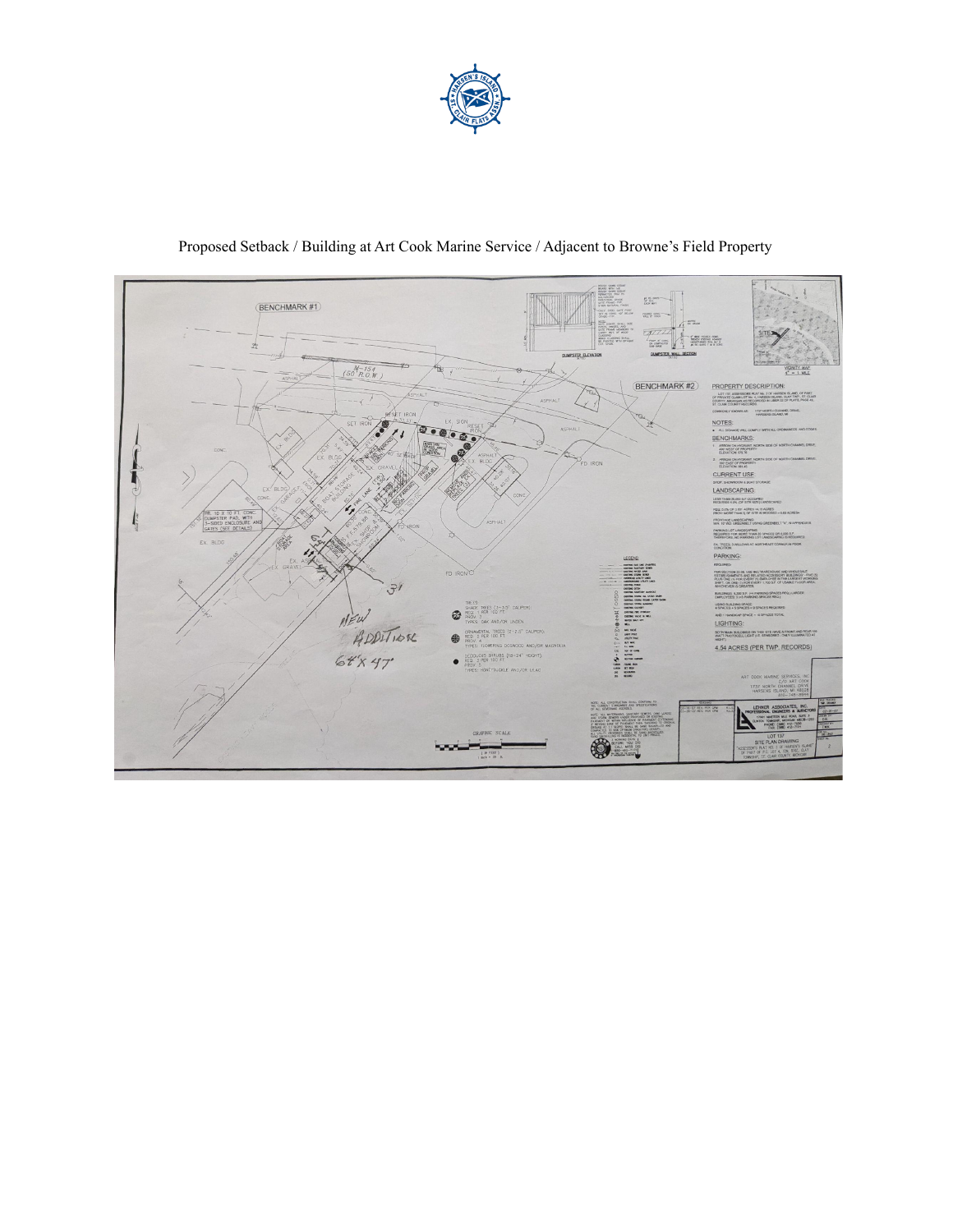Proposed Setback / Building at Art Cook Marine Service / Adjacent to Browne's Field Property